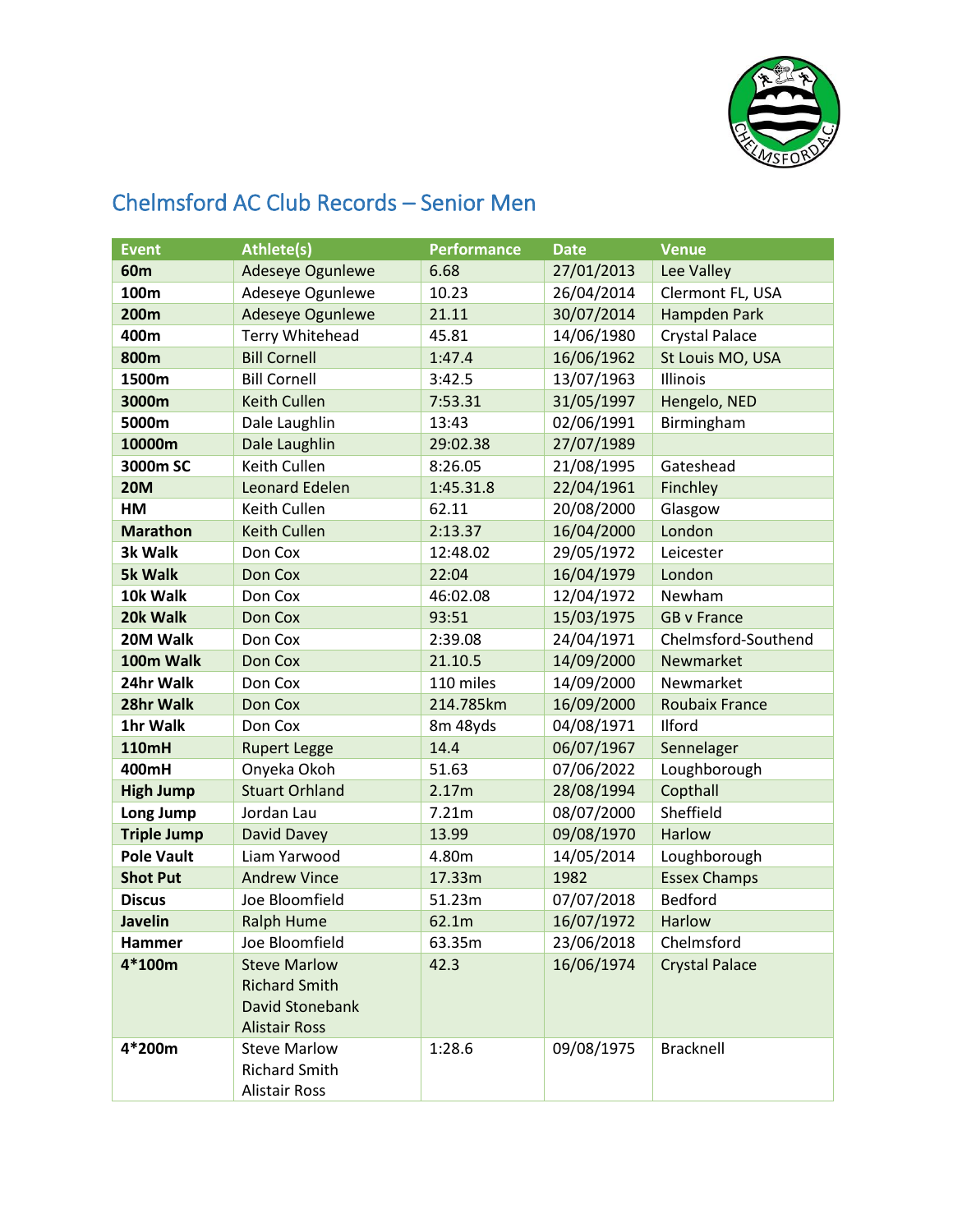# Chelmsford AC Club Records – Senior Men

| Event | Athlete(s) | Performance | Date | Venue |
|---|---|---|---|---|
| **60m** | Adeseye Ogunlewe | 6.68 | 27/01/2013 | Lee Valley |
| **100m** | Adeseye Ogunlewe | 10.23 | 26/04/2014 | Clermont FL, USA |
| **200m** | Adeseye Ogunlewe | 21.11 | 30/07/2014 | Hampden Park |
| **400m** | Terry Whitehead | 45.81 | 14/06/1980 | Crystal Palace |
| **800m** | Bill Cornell | 1:47.4 | 16/06/1962 | St Louis MO, USA |
| **1500m** | Bill Cornell | 3:42.5 | 13/07/1963 | Illinois |
| **3000m** | Keith Cullen | 7:53.31 | 31/05/1997 | Hengelo, NED |
| **5000m** | Dale Laughlin | 13:43 | 02/06/1991 | Birmingham |
| **10000m** | Dale Laughlin | 29:02.38 | 27/07/1989 | |
| **3000m SC** | Keith Cullen | 8:26.05 | 21/08/1995 | Gateshead |
| **20M** | Leonard Edelen | 1:45.31.8 | 22/04/1961 | Finchley |
| **HM** | Keith Cullen | 62.11 | 20/08/2000 | Glasgow |
| **Marathon** | Keith Cullen | 2:13.37 | 16/04/2000 | London |
| **3k Walk** | Don Cox | 12:48.02 | 29/05/1972 | Leicester |
| **5k Walk** | Don Cox | 22:04 | 16/04/1979 | London |
| **10k Walk** | Don Cox | 46:02.08 | 12/04/1972 | Newham |
| **20k Walk** | Don Cox | 93:51 | 15/03/1975 | GB v France |
| **20M Walk** | Don Cox | 2:39.08 | 24/04/1971 | Chelmsford-Southend |
| **100m Walk** | Don Cox | 21.10.5 | 14/09/2000 | Newmarket |
| **24hr Walk** | Don Cox | 110 miles | 14/09/2000 | Newmarket |
| **28hr Walk** | Don Cox | 214.785km | 16/09/2000 | Roubaix France |
| **1hr Walk** | Don Cox | 8m 48yds | 04/08/1971 | Ilford |
| **110mH** | Rupert Legge | 14.4 | 06/07/1967 | Sennelager |
| **400mH** | Onyeka Okoh | 51.63 | 07/06/2022 | Loughborough |
| **High Jump** | Stuart Orhland | 2.17m | 28/08/1994 | Copthall |
| **Long Jump** | Jordan Lau | 7.21m | 08/07/2000 | Sheffield |
| **Triple Jump** | David Davey | 13.99 | 09/08/1970 | Harlow |
| **Pole Vault** | Liam Yarwood | 4.80m | 14/05/2014 | Loughborough |
| **Shot Put** | Andrew Vince | 17.33m | 1982 | Essex Champs |
| **Discus** | Joe Bloomfield | 51.23m | 07/07/2018 | Bedford |
| **Javelin** | Ralph Hume | 62.1m | 16/07/1972 | Harlow |
| **Hammer** | Joe Bloomfield | 63.35m | 23/06/2018 | Chelmsford |
| **4*100m** | Steve Marlow<br>Richard Smith<br>David Stonebank<br>Alistair Ross | 42.3 | 16/06/1974 | Crystal Palace |
| **4*200m** | Steve Marlow<br>Richard Smith<br>Alistair Ross | 1:28.6 | 09/08/1975 | Bracknell |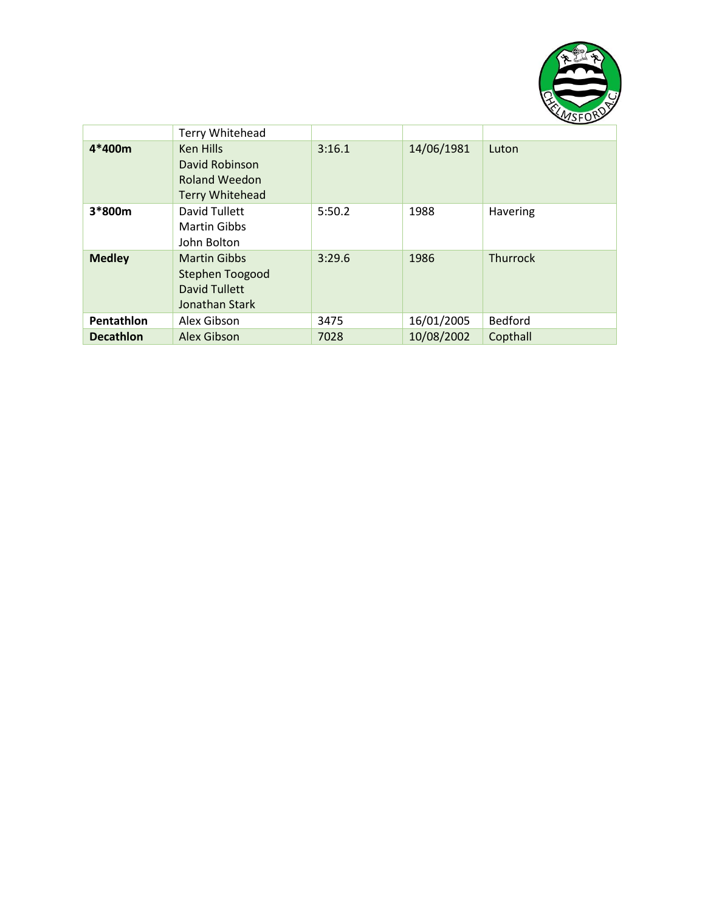| | | | | |
|---|---|---|---|---|
| | Terry Whitehead | | | |
| **4*400m** | Ken Hills<br>David Robinson<br>Roland Weedon<br>Terry Whitehead | 3:16.1 | 14/06/1981 | Luton |
| **3*800m** | David Tullett<br>Martin Gibbs<br>John Bolton | 5:50.2 | 1988 | Havering |
| **Medley** | Martin Gibbs<br>Stephen Toogood<br>David Tullett<br>Jonathan Stark | 3:29.6 | 1986 | Thurrock |
| **Pentathlon** | Alex Gibson | 3475 | 16/01/2005 | Bedford |
| **Decathlon** | Alex Gibson | 7028 | 10/08/2002 | Copthall |